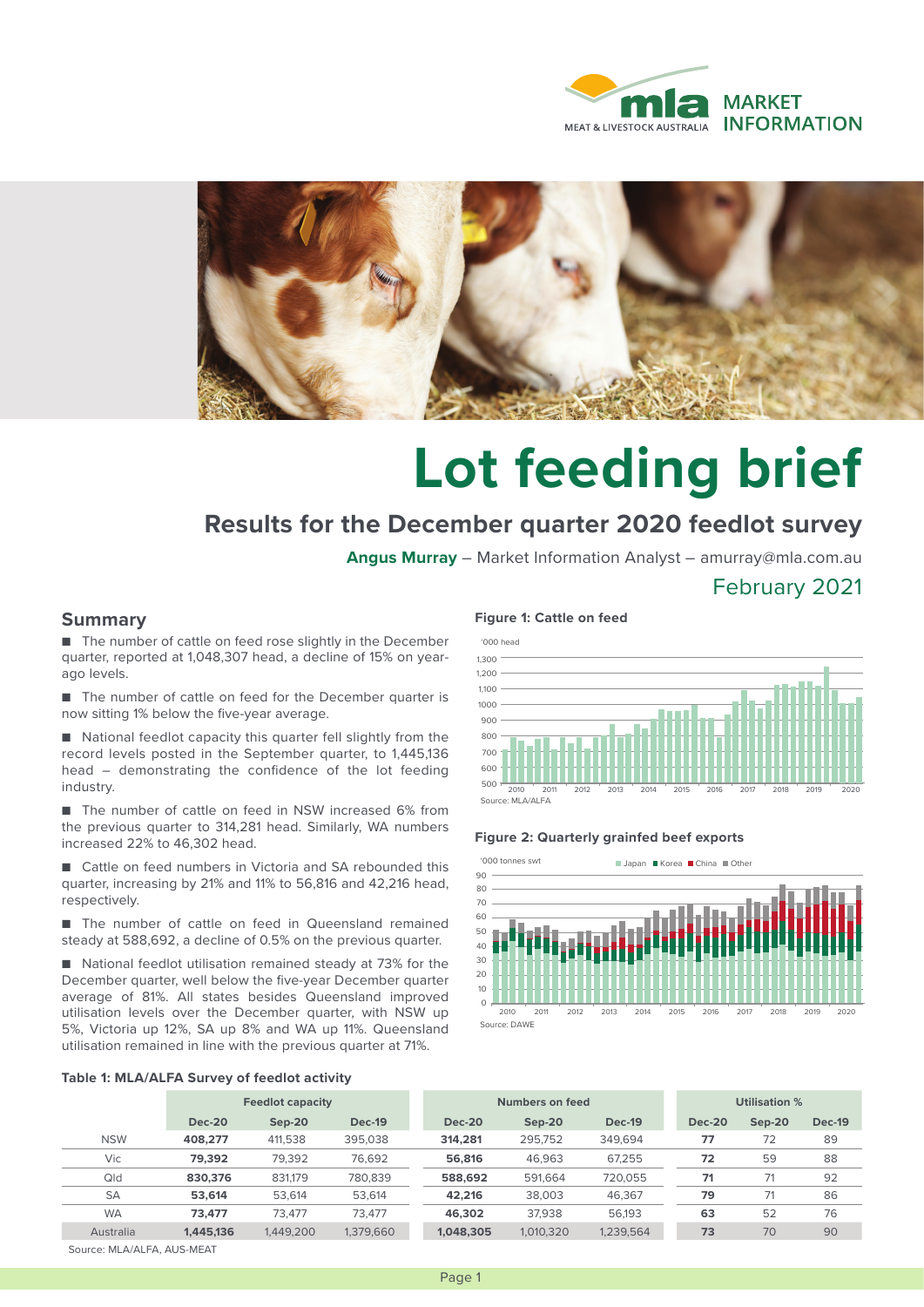# Lot feeding brief

## Results for the December quarter 2020 feedlot survey

**Angus Murray** – Market Information Analyst – amurray@mla.com.au

February 2021

### Summary

- The number of cattle on feed rose slightly in the December quarter, reported at 1,048,307 head, a decline of 15% on year-ago levels.
- The number of cattle on feed for the December quarter is now sitting 1% below the five-year average.
- National feedlot capacity this quarter fell slightly from the record levels posted in the September quarter, to 1,445,136 head – demonstrating the confidence of the lot feeding industry.
- The number of cattle on feed in NSW increased 6% from the previous quarter to 314,281 head. Similarly, WA numbers increased 22% to 46,302 head.
- Cattle on feed numbers in Victoria and SA rebounded this quarter, increasing by 21% and 11% to 56,816 and 42,216 head, respectively.
- The number of cattle on feed in Queensland remained steady at 588,692, a decline of 0.5% on the previous quarter.
- National feedlot utilisation remained steady at 73% for the December quarter, well below the five-year December quarter average of 81%. All states besides Queensland improved utilisation levels over the December quarter, with NSW up 5%, Victoria up 12%, SA up 8% and WA up 11%. Queensland utilisation remained in line with the previous quarter at 71%.

**Figure 1: Cattle on feed**

Source: MLA/ALFA

**Figure 2: Quarterly grainfed beef exports**

Source: DAWE

**Table 1: MLA/ALFA Survey of feedlot activity**

| | Feedlot capacity | | | Numbers on feed | | | Utilisation % | | |
|---|---|---|---|---|---|---|---|---|---|
| | **Dec-20** | **Sep-20** | **Dec-19** | **Dec-20** | **Sep-20** | **Dec-19** | **Dec-20** | **Sep-20** | **Dec-19** |
| NSW | **408,277** | 411,538 | 395,038 | **314,281** | 295,752 | 349,694 | **77** | 72 | 89 |
| Vic | **79,392** | 79,392 | 76,692 | **56,816** | 46,963 | 67,255 | **72** | 59 | 88 |
| Qld | **830,376** | 831,179 | 780,839 | **588,692** | 591,664 | 720,055 | **71** | 71 | 92 |
| SA | **53,614** | 53,614 | 53,614 | **42,216** | 38,003 | 46,367 | **79** | 71 | 86 |
| WA | **73,477** | 73,477 | 73,477 | **46,302** | 37,938 | 56,193 | **63** | 52 | 76 |
| Australia | **1,445,136** | 1,449,200 | 1,379,660 | **1,048,305** | 1,010,320 | 1,239,564 | **73** | 70 | 90 |

Source: MLA/ALFA, AUS-MEAT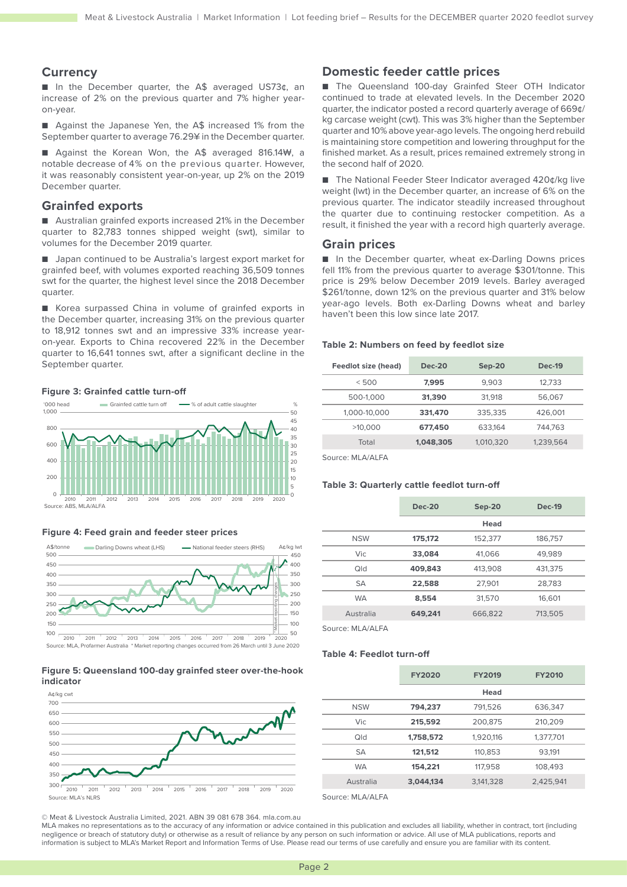## Currency

- In the December quarter, the A$ averaged US73¢, an increase of 2% on the previous quarter and 7% higher year-on-year.
- Against the Japanese Yen, the A$ increased 1% from the September quarter to average 76.29¥ in the December quarter.
- Against the Korean Won, the A$ averaged 816.14₩, a notable decrease of 4% on the previous quarter. However, it was reasonably consistent year-on-year, up 2% on the 2019 December quarter.

## Grainfed exports

- Australian grainfed exports increased 21% in the December quarter to 82,783 tonnes shipped weight (swt), similar to volumes for the December 2019 quarter.
- Japan continued to be Australia's largest export market for grainfed beef, with volumes exported reaching 36,509 tonnes swt for the quarter, the highest level since the 2018 December quarter.
- Korea surpassed China in volume of grainfed exports in the December quarter, increasing 31% on the previous quarter to 18,912 tonnes swt and an impressive 33% increase year-on-year. Exports to China recovered 22% in the December quarter to 16,641 tonnes swt, after a significant decline in the September quarter.

**Figure 3: Grainfed cattle turn-off**

'000 head
Grainfed cattle turn off
% of adult cattle slaughter
%
1,000
800
600
400
200
0
50
45
40
35
30
25
20
15
10
5
0
2010 2011 2012 2013 2014 2015 2016 2017 2018 2019 2020

Source: ABS, MLA/ALFA

**Figure 4: Feed grain and feeder steer prices**

A$/tonne
Darling Downs wheat (LHS)
National feeder steers (RHS)
A¢/kg lwt
500
450
400
350
300
250
200
150
100
450
400
350
300
250
200
150
100
50
2010 2011 2012 2013 2014 2015 2016 2017 2018 2019 2020
*Market reporting changes

Source: MLA, Profarmer Australia * Market reporting changes occurred from 26 March until 3 June 2020

**Figure 5: Queensland 100-day grainfed steer over-the-hook indicator**

A¢/kg cwt
700
650
600
550
500
450
400
350
300
2010 2011 2012 2013 2014 2015 2016 2017 2018 2019 2020

Source: MLA's NLRS

## Domestic feeder cattle prices

- The Queensland 100-day Grainfed Steer OTH Indicator continued to trade at elevated levels. In the December 2020 quarter, the indicator posted a record quarterly average of 669¢/kg carcase weight (cwt). This was 3% higher than the September quarter and 10% above year-ago levels. The ongoing herd rebuild is maintaining store competition and lowering throughput for the finished market. As a result, prices remained extremely strong in the second half of 2020.
- The National Feeder Steer Indicator averaged 420¢/kg live weight (lwt) in the December quarter, an increase of 6% on the previous quarter. The indicator steadily increased throughout the quarter due to continuing restocker competition. As a result, it finished the year with a record high quarterly average.

## Grain prices

- In the December quarter, wheat ex-Darling Downs prices fell 11% from the previous quarter to average $301/tonne. This price is 29% below December 2019 levels. Barley averaged $261/tonne, down 12% on the previous quarter and 31% below year-ago levels. Both ex-Darling Downs wheat and barley haven't been this low since late 2017.

**Table 2: Numbers on feed by feedlot size**

| Feedlot size (head) | Dec-20 | Sep-20 | Dec-19 |
|---|---|---|---|
| < 500 | **7,995** | 9,903 | 12,733 |
| 500-1,000 | **31,390** | 31,918 | 56,067 |
| 1,000-10,000 | **331,470** | 335,335 | 426,001 |
| >10,000 | **677,450** | 633,164 | 744,763 |
| Total | **1,048,305** | 1,010,320 | 1,239,564 |

Source: MLA/ALFA

**Table 3: Quarterly cattle feedlot turn-off**

| | Dec-20 | Sep-20 | Dec-19 |
|---|---|---|---|
| | | Head | |
| NSW | **175,172** | 152,377 | 186,757 |
| Vic | **33,084** | 41,066 | 49,989 |
| Qld | **409,843** | 413,908 | 431,375 |
| SA | **22,588** | 27,901 | 28,783 |
| WA | **8,554** | 31,570 | 16,601 |
| Australia | **649,241** | 666,822 | 713,505 |

Source: MLA/ALFA

**Table 4: Feedlot turn-off**

| | FY2020 | FY2019 | FY2010 |
|---|---|---|---|
| | | Head | |
| NSW | **794,237** | 791,526 | 636,347 |
| Vic | **215,592** | 200,875 | 210,209 |
| Qld | **1,758,572** | 1,920,116 | 1,377,701 |
| SA | **121,512** | 110,853 | 93,191 |
| WA | **154,221** | 117,958 | 108,493 |
| Australia | **3,044,134** | 3,141,328 | 2,425,941 |

Source: MLA/ALFA

© Meat & Livestock Australia Limited, 2021. ABN 39 081 678 364. mla.com.au
MLA makes no representations as to the accuracy of any information or advice contained in this publication and excludes all liability, whether in contract, tort (including negligence or breach of statutory duty) or otherwise as a result of reliance by any person on such information or advice. All use of MLA publications, reports and information is subject to MLA's Market Report and Information Terms of Use. Please read our terms of use carefully and ensure you are familiar with its content.